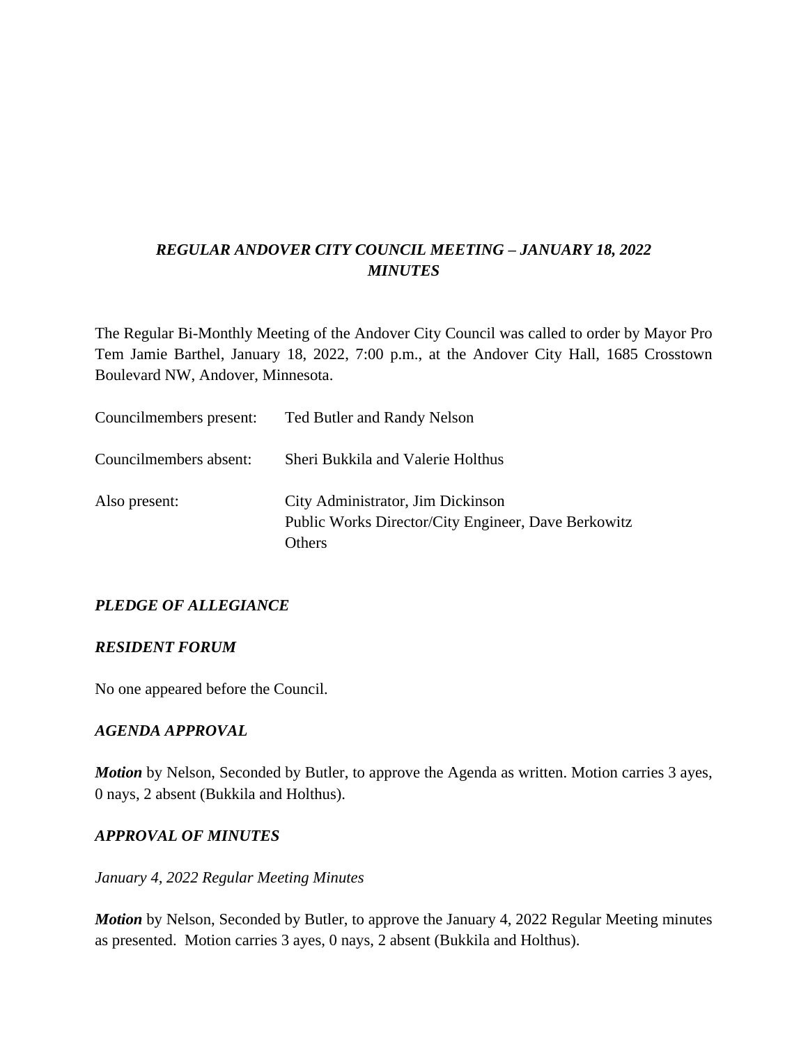# *REGULAR ANDOVER CITY COUNCIL MEETING – JANUARY 18, 2022*
# *MINUTES*

The Regular Bi-Monthly Meeting of the Andover City Council was called to order by Mayor Pro Tem Jamie Barthel, January 18, 2022, 7:00 p.m., at the Andover City Hall, 1685 Crosstown Boulevard NW, Andover, Minnesota.

Councilmembers present: Ted Butler and Randy Nelson

Councilmembers absent: Sheri Bukkila and Valerie Holthus

Also present: City Administrator, Jim Dickinson
Public Works Director/City Engineer, Dave Berkowitz
Others

## *PLEDGE OF ALLEGIANCE*

## *RESIDENT FORUM*

No one appeared before the Council.

## *AGENDA APPROVAL*

***Motion*** by Nelson, Seconded by Butler, to approve the Agenda as written. Motion carries 3 ayes, 0 nays, 2 absent (Bukkila and Holthus).

## *APPROVAL OF MINUTES*

*January 4, 2022 Regular Meeting Minutes*

***Motion*** by Nelson, Seconded by Butler, to approve the January 4, 2022 Regular Meeting minutes as presented. Motion carries 3 ayes, 0 nays, 2 absent (Bukkila and Holthus).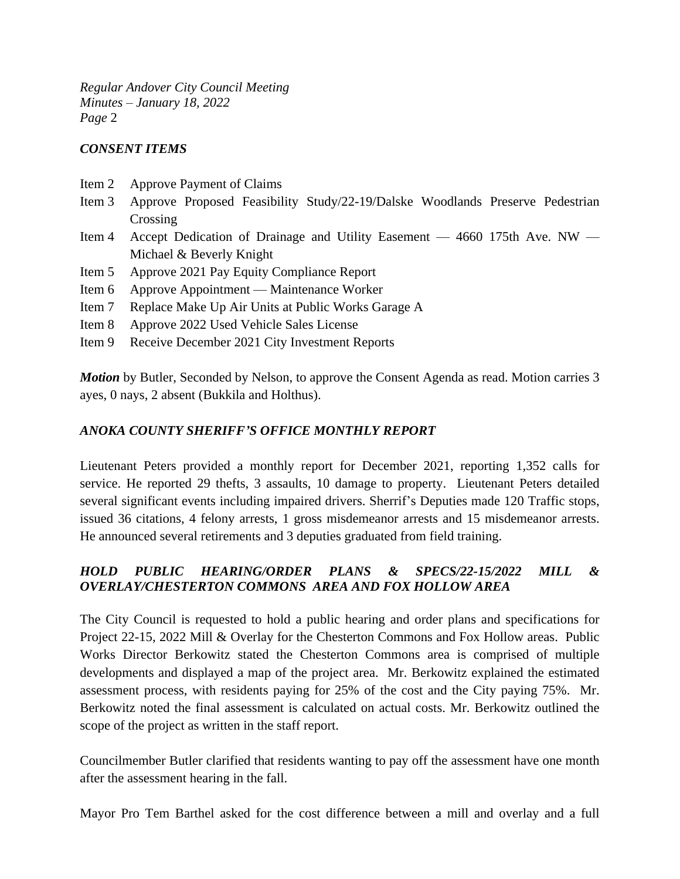### *CONSENT ITEMS*

Item 2 Approve Payment of Claims
Item 3 Approve Proposed Feasibility Study/22-19/Dalske Woodlands Preserve Pedestrian Crossing
Item 4 Accept Dedication of Drainage and Utility Easement — 4660 175th Ave. NW — Michael & Beverly Knight
Item 5 Approve 2021 Pay Equity Compliance Report
Item 6 Approve Appointment — Maintenance Worker
Item 7 Replace Make Up Air Units at Public Works Garage A
Item 8 Approve 2022 Used Vehicle Sales License
Item 9 Receive December 2021 City Investment Reports

***Motion*** by Butler, Seconded by Nelson, to approve the Consent Agenda as read. Motion carries 3 ayes, 0 nays, 2 absent (Bukkila and Holthus).

### *ANOKA COUNTY SHERIFF'S OFFICE MONTHLY REPORT*

Lieutenant Peters provided a monthly report for December 2021, reporting 1,352 calls for service. He reported 29 thefts, 3 assaults, 10 damage to property. Lieutenant Peters detailed several significant events including impaired drivers. Sherrif's Deputies made 120 Traffic stops, issued 36 citations, 4 felony arrests, 1 gross misdemeanor arrests and 15 misdemeanor arrests. He announced several retirements and 3 deputies graduated from field training.

### *HOLD PUBLIC HEARING/ORDER PLANS & SPECS/22-15/2022 MILL & OVERLAY/CHESTERTON COMMONS AREA AND FOX HOLLOW AREA*

The City Council is requested to hold a public hearing and order plans and specifications for Project 22-15, 2022 Mill & Overlay for the Chesterton Commons and Fox Hollow areas. Public Works Director Berkowitz stated the Chesterton Commons area is comprised of multiple developments and displayed a map of the project area. Mr. Berkowitz explained the estimated assessment process, with residents paying for 25% of the cost and the City paying 75%. Mr. Berkowitz noted the final assessment is calculated on actual costs. Mr. Berkowitz outlined the scope of the project as written in the staff report.

Councilmember Butler clarified that residents wanting to pay off the assessment have one month after the assessment hearing in the fall.

Mayor Pro Tem Barthel asked for the cost difference between a mill and overlay and a full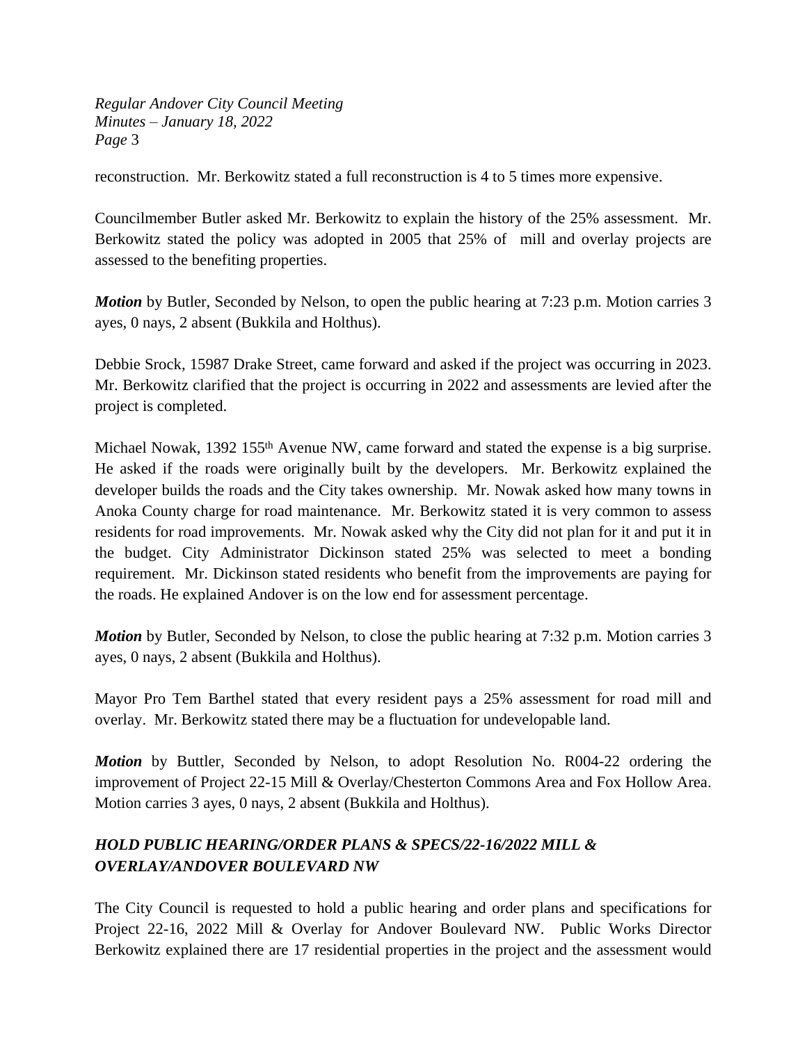reconstruction. Mr. Berkowitz stated a full reconstruction is 4 to 5 times more expensive.

Councilmember Butler asked Mr. Berkowitz to explain the history of the 25% assessment. Mr. Berkowitz stated the policy was adopted in 2005 that 25% of mill and overlay projects are assessed to the benefiting properties.

***Motion*** by Butler, Seconded by Nelson, to open the public hearing at 7:23 p.m. Motion carries 3 ayes, 0 nays, 2 absent (Bukkila and Holthus).

Debbie Srock, 15987 Drake Street, came forward and asked if the project was occurring in 2023. Mr. Berkowitz clarified that the project is occurring in 2022 and assessments are levied after the project is completed.

Michael Nowak, 1392 155th Avenue NW, came forward and stated the expense is a big surprise. He asked if the roads were originally built by the developers. Mr. Berkowitz explained the developer builds the roads and the City takes ownership. Mr. Nowak asked how many towns in Anoka County charge for road maintenance. Mr. Berkowitz stated it is very common to assess residents for road improvements. Mr. Nowak asked why the City did not plan for it and put it in the budget. City Administrator Dickinson stated 25% was selected to meet a bonding requirement. Mr. Dickinson stated residents who benefit from the improvements are paying for the roads. He explained Andover is on the low end for assessment percentage.

***Motion*** by Butler, Seconded by Nelson, to close the public hearing at 7:32 p.m. Motion carries 3 ayes, 0 nays, 2 absent (Bukkila and Holthus).

Mayor Pro Tem Barthel stated that every resident pays a 25% assessment for road mill and overlay. Mr. Berkowitz stated there may be a fluctuation for undevelopable land.

***Motion*** by Buttler, Seconded by Nelson, to adopt Resolution No. R004-22 ordering the improvement of Project 22-15 Mill & Overlay/Chesterton Commons Area and Fox Hollow Area. Motion carries 3 ayes, 0 nays, 2 absent (Bukkila and Holthus).

***HOLD PUBLIC HEARING/ORDER PLANS & SPECS/22-16/2022 MILL & OVERLAY/ANDOVER BOULEVARD NW***

The City Council is requested to hold a public hearing and order plans and specifications for Project 22-16, 2022 Mill & Overlay for Andover Boulevard NW. Public Works Director Berkowitz explained there are 17 residential properties in the project and the assessment would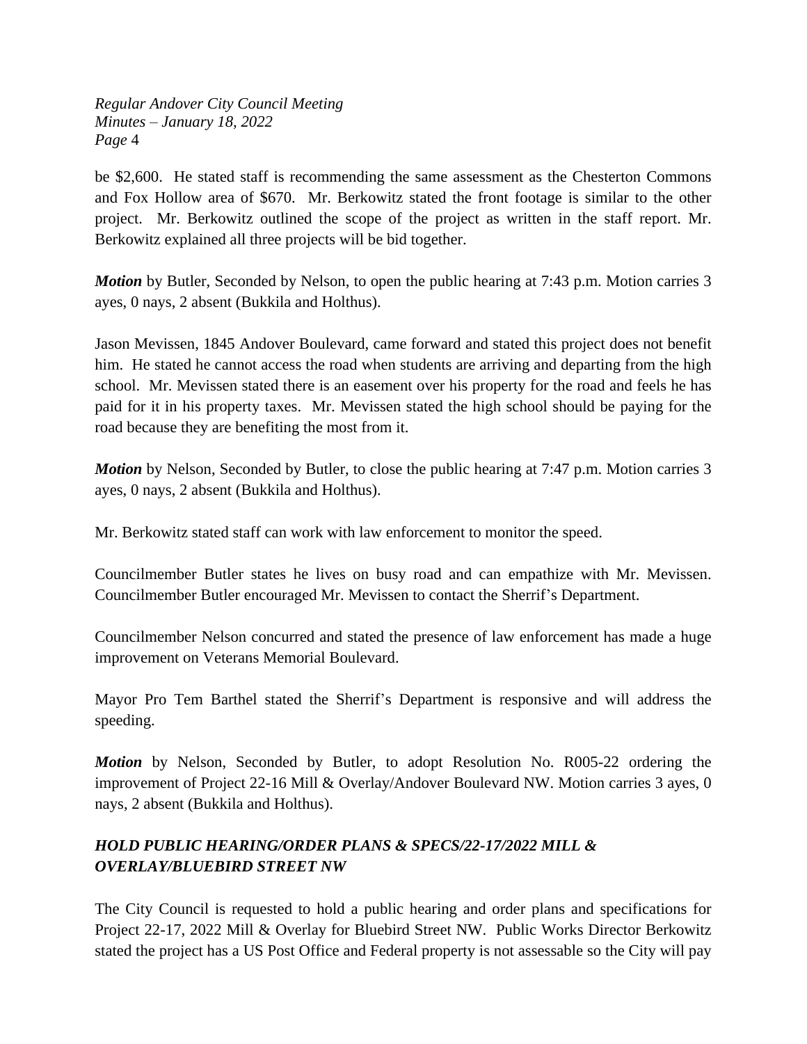be $2,600. He stated staff is recommending the same assessment as the Chesterton Commons and Fox Hollow area of $670. Mr. Berkowitz stated the front footage is similar to the other project. Mr. Berkowitz outlined the scope of the project as written in the staff report. Mr. Berkowitz explained all three projects will be bid together.

***Motion*** by Butler, Seconded by Nelson, to open the public hearing at 7:43 p.m. Motion carries 3 ayes, 0 nays, 2 absent (Bukkila and Holthus).

Jason Mevissen, 1845 Andover Boulevard, came forward and stated this project does not benefit him. He stated he cannot access the road when students are arriving and departing from the high school. Mr. Mevissen stated there is an easement over his property for the road and feels he has paid for it in his property taxes. Mr. Mevissen stated the high school should be paying for the road because they are benefiting the most from it.

***Motion*** by Nelson, Seconded by Butler, to close the public hearing at 7:47 p.m. Motion carries 3 ayes, 0 nays, 2 absent (Bukkila and Holthus).

Mr. Berkowitz stated staff can work with law enforcement to monitor the speed.

Councilmember Butler states he lives on busy road and can empathize with Mr. Mevissen. Councilmember Butler encouraged Mr. Mevissen to contact the Sherrif's Department.

Councilmember Nelson concurred and stated the presence of law enforcement has made a huge improvement on Veterans Memorial Boulevard.

Mayor Pro Tem Barthel stated the Sherrif's Department is responsive and will address the speeding.

***Motion*** by Nelson, Seconded by Butler, to adopt Resolution No. R005-22 ordering the improvement of Project 22-16 Mill & Overlay/Andover Boulevard NW. Motion carries 3 ayes, 0 nays, 2 absent (Bukkila and Holthus).

***HOLD PUBLIC HEARING/ORDER PLANS & SPECS/22-17/2022 MILL & OVERLAY/BLUEBIRD STREET NW***

The City Council is requested to hold a public hearing and order plans and specifications for Project 22-17, 2022 Mill & Overlay for Bluebird Street NW. Public Works Director Berkowitz stated the project has a US Post Office and Federal property is not assessable so the City will pay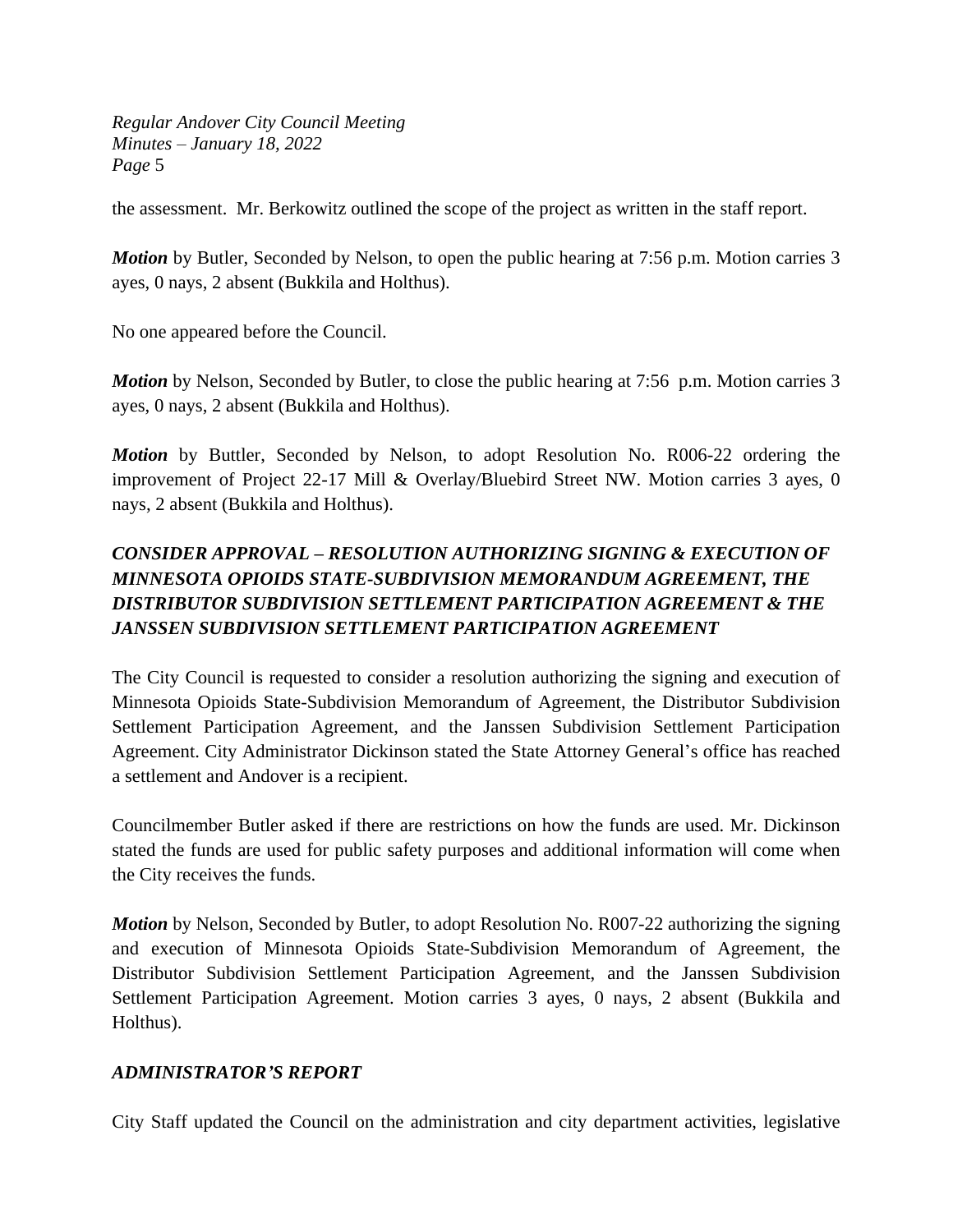the assessment. Mr. Berkowitz outlined the scope of the project as written in the staff report.

***Motion*** by Butler, Seconded by Nelson, to open the public hearing at 7:56 p.m. Motion carries 3 ayes, 0 nays, 2 absent (Bukkila and Holthus).

No one appeared before the Council.

***Motion*** by Nelson, Seconded by Butler, to close the public hearing at 7:56 p.m. Motion carries 3 ayes, 0 nays, 2 absent (Bukkila and Holthus).

***Motion*** by Buttler, Seconded by Nelson, to adopt Resolution No. R006-22 ordering the improvement of Project 22-17 Mill & Overlay/Bluebird Street NW. Motion carries 3 ayes, 0 nays, 2 absent (Bukkila and Holthus).

## *CONSIDER APPROVAL – RESOLUTION AUTHORIZING SIGNING & EXECUTION OF MINNESOTA OPIOIDS STATE-SUBDIVISION MEMORANDUM AGREEMENT, THE DISTRIBUTOR SUBDIVISION SETTLEMENT PARTICIPATION AGREEMENT & THE JANSSEN SUBDIVISION SETTLEMENT PARTICIPATION AGREEMENT*

The City Council is requested to consider a resolution authorizing the signing and execution of Minnesota Opioids State-Subdivision Memorandum of Agreement, the Distributor Subdivision Settlement Participation Agreement, and the Janssen Subdivision Settlement Participation Agreement. City Administrator Dickinson stated the State Attorney General's office has reached a settlement and Andover is a recipient.

Councilmember Butler asked if there are restrictions on how the funds are used. Mr. Dickinson stated the funds are used for public safety purposes and additional information will come when the City receives the funds.

***Motion*** by Nelson, Seconded by Butler, to adopt Resolution No. R007-22 authorizing the signing and execution of Minnesota Opioids State-Subdivision Memorandum of Agreement, the Distributor Subdivision Settlement Participation Agreement, and the Janssen Subdivision Settlement Participation Agreement. Motion carries 3 ayes, 0 nays, 2 absent (Bukkila and Holthus).

## *ADMINISTRATOR'S REPORT*

City Staff updated the Council on the administration and city department activities, legislative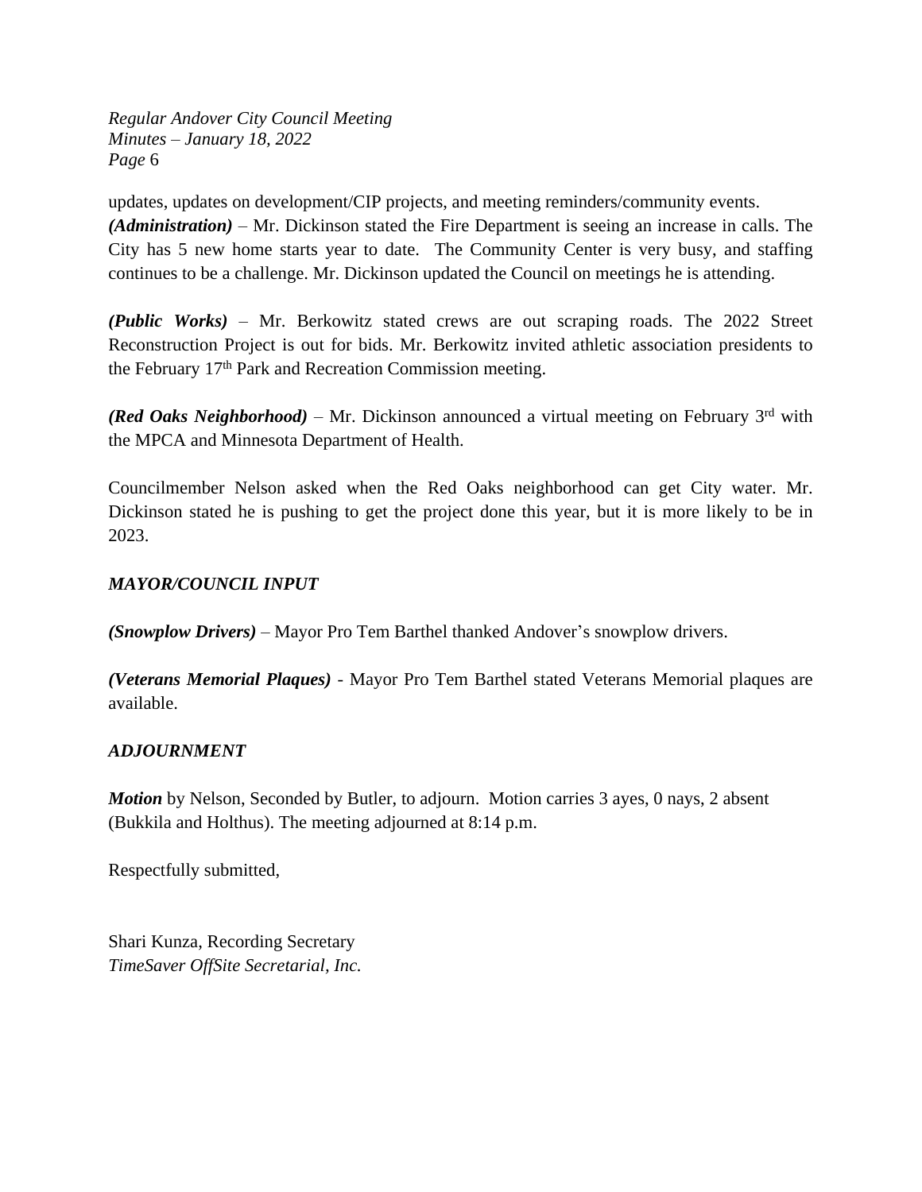updates, updates on development/CIP projects, and meeting reminders/community events.

***(Administration)*** – Mr. Dickinson stated the Fire Department is seeing an increase in calls. The City has 5 new home starts year to date. The Community Center is very busy, and staffing continues to be a challenge. Mr. Dickinson updated the Council on meetings he is attending.

***(Public Works)*** – Mr. Berkowitz stated crews are out scraping roads. The 2022 Street Reconstruction Project is out for bids. Mr. Berkowitz invited athletic association presidents to the February 17th Park and Recreation Commission meeting.

***(Red Oaks Neighborhood)*** – Mr. Dickinson announced a virtual meeting on February 3rd with the MPCA and Minnesota Department of Health.

Councilmember Nelson asked when the Red Oaks neighborhood can get City water. Mr. Dickinson stated he is pushing to get the project done this year, but it is more likely to be in 2023.

***MAYOR/COUNCIL INPUT***

***(Snowplow Drivers)*** – Mayor Pro Tem Barthel thanked Andover's snowplow drivers.

***(Veterans Memorial Plaques)*** - Mayor Pro Tem Barthel stated Veterans Memorial plaques are available.

***ADJOURNMENT***

***Motion*** by Nelson, Seconded by Butler, to adjourn. Motion carries 3 ayes, 0 nays, 2 absent (Bukkila and Holthus). The meeting adjourned at 8:14 p.m.

Respectfully submitted,

Shari Kunza, Recording Secretary
*TimeSaver OffSite Secretarial, Inc.*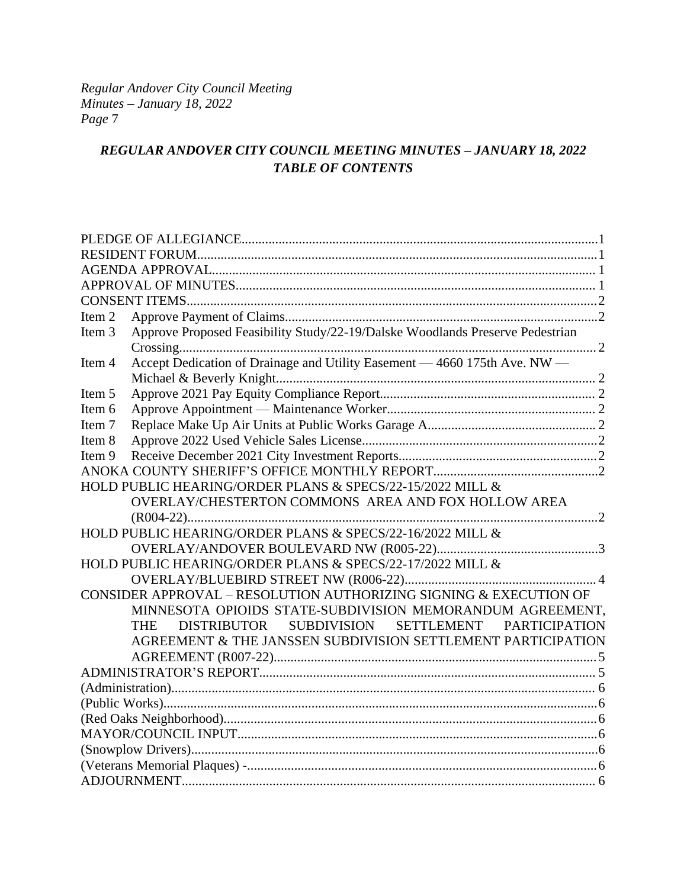## *REGULAR ANDOVER CITY COUNCIL MEETING MINUTES – JANUARY 18, 2022 TABLE OF CONTENTS*

PLEDGE OF ALLEGIANCE........................................................................................................1
RESIDENT FORUM....................................................................................................................1
AGENDA APPROVAL................................................................................................................ 1
APPROVAL OF MINUTES......................................................................................................... 1
CONSENT ITEMS.........................................................................................................................2
Item 2 Approve Payment of Claims............................................................................................2
Item 3 Approve Proposed Feasibility Study/22-19/Dalske Woodlands Preserve Pedestrian Crossing.......................................................................................................................... 2
Item 4 Accept Dedication of Drainage and Utility Easement — 4660 175th Ave. NW — Michael & Beverly Knight............................................................................................... 2
Item 5 Approve 2021 Pay Equity Compliance Report................................................................ 2
Item 6 Approve Appointment — Maintenance Worker............................................................. 2
Item 7 Replace Make Up Air Units at Public Works Garage A.................................................. 2
Item 8 Approve 2022 Used Vehicle Sales License.....................................................................2
Item 9 Receive December 2021 City Investment Reports..........................................................2
ANOKA COUNTY SHERIFF'S OFFICE MONTHLY REPORT.................................................2
HOLD PUBLIC HEARING/ORDER PLANS & SPECS/22-15/2022 MILL & OVERLAY/CHESTERTON COMMONS AREA AND FOX HOLLOW AREA (R004-22).........................................................................................................................2
HOLD PUBLIC HEARING/ORDER PLANS & SPECS/22-16/2022 MILL & OVERLAY/ANDOVER BOULEVARD NW (R005-22)................................................3
HOLD PUBLIC HEARING/ORDER PLANS & SPECS/22-17/2022 MILL & OVERLAY/BLUEBIRD STREET NW (R006-22)........................................................ 4
CONSIDER APPROVAL – RESOLUTION AUTHORIZING SIGNING & EXECUTION OF MINNESOTA OPIOIDS STATE-SUBDIVISION MEMORANDUM AGREEMENT, THE DISTRIBUTOR SUBDIVISION SETTLEMENT PARTICIPATION AGREEMENT & THE JANSSEN SUBDIVISION SETTLEMENT PARTICIPATION AGREEMENT (R007-22)...............................................................................................5
ADMINISTRATOR'S REPORT................................................................................................... 5
(Administration)............................................................................................................................ 6
(Public Works)...............................................................................................................................6
(Red Oaks Neighborhood).............................................................................................................6
MAYOR/COUNCIL INPUT..........................................................................................................6
(Snowplow Drivers).......................................................................................................................6
(Veterans Memorial Plaques) -.......................................................................................................6
ADJOURNMENT.......................................................................................................................... 6